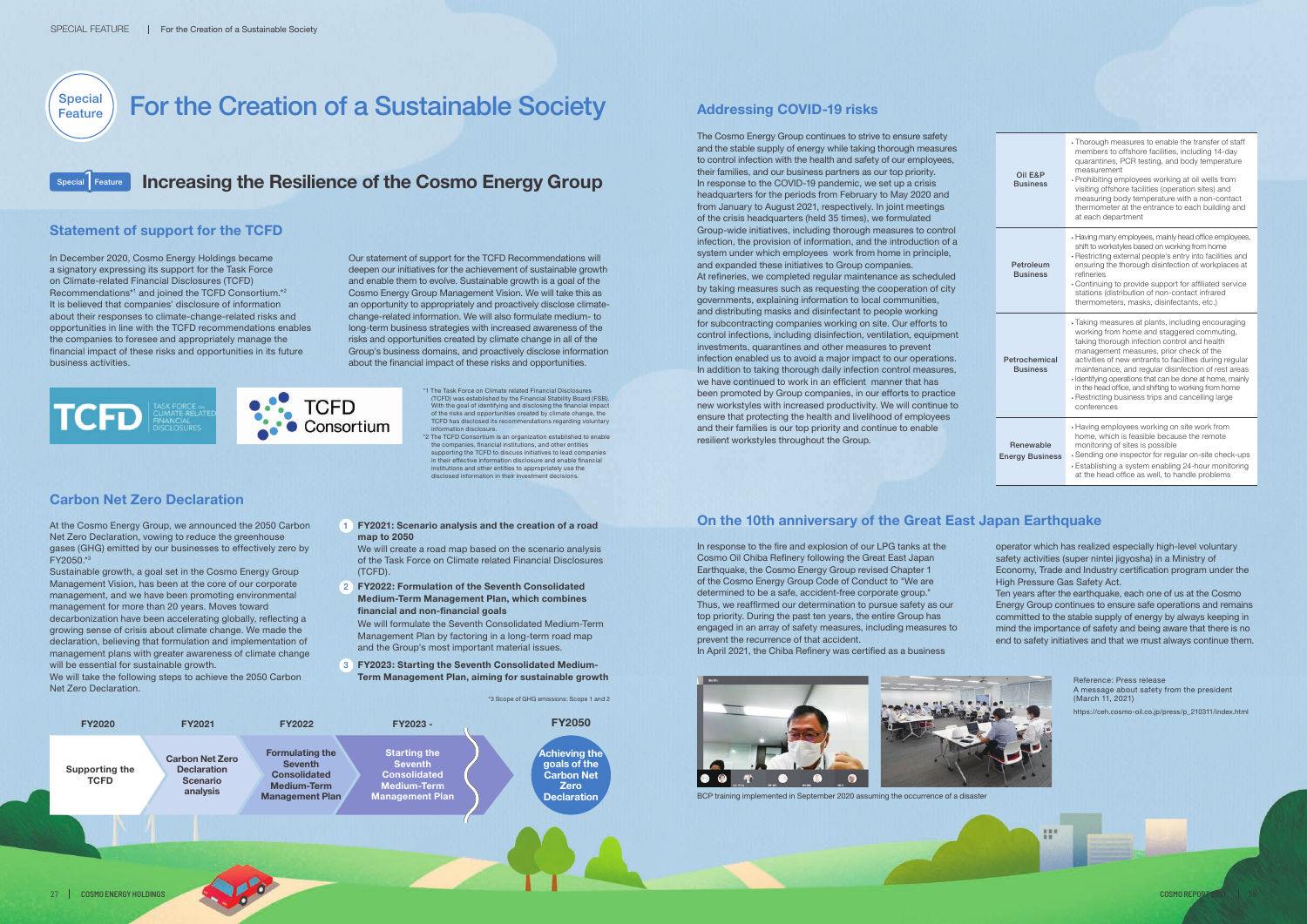# Special Feature: For the Creation of a Sustainable Society

## Special Feature 1: Increasing the Resilience of the Cosmo Energy Group

### Statement of support for the TCFD

In December 2020, Cosmo Energy Holdings became a signatory expressing its support for the Task Force on Climate-related Financial Disclosures (TCFD) Recommendations*1 and joined the TCFD Consortium.*2 It is believed that companies' disclosure of information about their responses to climate-change-related risks and opportunities in line with the TCFD recommendations enables the companies to foresee and appropriately manage the financial impact of these risks and opportunities in its future business activities.

Our statement of support for the TCFD Recommendations will deepen our initiatives for the achievement of sustainable growth and enable them to evolve. Sustainable growth is a goal of the Cosmo Energy Group Management Vision. We will take this as an opportunity to appropriately and proactively disclose climate-change-related information. We will also formulate medium- to long-term business strategies with increased awareness of the risks and opportunities created by climate change in all of the Group's business domains, and proactively disclose information about the financial impact of these risks and opportunities.

*1 The Task Force on Climate related Financial Disclosures (TCFD) was established by the Financial Stability Board (FSB). With the goal of identifying and disclosing the financial impact of the risks and opportunities created by climate change, the TCFD has disclosed its recommendations regarding voluntary information disclosure.

*2 The TCFD Consortium is an organization established to enable the companies, financial institutions, and other entities supporting the TCFD to discuss initiatives to lead companies in their effective information disclosure and enable financial institutions and other entities to appropriately use the disclosed information in their investment decisions.

### Carbon Net Zero Declaration

At the Cosmo Energy Group, we announced the 2050 Carbon Net Zero Declaration, vowing to reduce the greenhouse gases (GHG) emitted by our businesses to effectively zero by FY2050.*3

Sustainable growth, a goal set in the Cosmo Energy Group Management Vision, has been at the core of our corporate management, and we have been promoting environmental management for more than 20 years. Moves toward decarbonization have been accelerating globally, reflecting a growing sense of crisis about climate change. We made the declaration, believing that formulation and implementation of management plans with greater awareness of climate change will be essential for sustainable growth.

We will take the following steps to achieve the 2050 Carbon Net Zero Declaration.

1. **FY2021: Scenario analysis and the creation of a road map to 2050**
   We will create a road map based on the scenario analysis of the Task Force on Climate-related Financial Disclosures (TCFD).
2. **FY2022: Formulation of the Seventh Consolidated Medium-Term Management Plan, which combines financial and non-financial goals**
   We will formulate the Seventh Consolidated Medium-Term Management Plan by factoring in a long-term road map and the Group's most important material issues.
3. **FY2023: Starting the Seventh Consolidated Medium-Term Management Plan, aiming for sustainable growth**

*3 Scope of GHG emissions: Scope 1 and 2

| FY2020 | FY2021 | FY2022 | FY2023 - | FY2050 |
|---|---|---|---|---|
| Supporting the TCFD | Carbon Net Zero Declaration Scenario analysis | Formulating the Seventh Consolidated Medium-Term Management Plan | Starting the Seventh Consolidated Medium-Term Management Plan | Achieving the goals of the Carbon Net Zero Declaration |

### Addressing COVID-19 risks

The Cosmo Energy Group continues to strive to ensure safety and the stable supply of energy while taking thorough measures to control infection with the health and safety of our employees, their families, and our business partners as our top priority. In response to the COVID-19 pandemic, we set up a crisis headquarters for the periods from February to May 2020 and from January to August 2021, respectively. In joint meetings of the crisis headquarters (held 35 times), we formulated Group-wide initiatives, including thorough measures to control infection, the provision of information, and the introduction of a system under which employees work from home in principle, and expanded these initiatives to Group companies.

At refineries, we completed regular maintenance as scheduled by taking measures such as requesting the cooperation of city governments, explaining information to local communities, and distributing masks and disinfectant to people working for subcontracting companies working on site. Our efforts to control infections, including disinfection, ventilation, equipment investments, quarantines and other measures to prevent infection enabled us to avoid a major impact to our operations. In addition to taking thorough daily infection control measures, we have continued to work in an efficient manner that has been promoted by Group companies, in our efforts to practice new workstyles with increased productivity. We will continue to ensure that protecting the health and livelihood of employees and their families is our top priority and continue to enable resilient workstyles throughout the Group.

| Business | Measures |
|---|---|
| Oil E&P Business | • Thorough measures to enable the transfer of staff members to offshore facilities, including 14-day quarantines, PCR testing, and body temperature measurement<br>• Prohibiting employees working at oil wells from visiting offshore facilities (operation sites) and measuring body temperature with a non-contact thermometer at the entrance to each building and at each department |
| Petroleum Business | • Having many employees, mainly head office employees, shift to workstyles based on working from home<br>• Restricting external people's entry into facilities and ensuring the thorough disinfection of workplaces at refineries<br>• Continuing to provide support for affiliated service stations (distribution of non-contact infrared thermometers, masks, disinfectants, etc.) |
| Petrochemical Business | • Taking measures at plants, including encouraging working from home and staggered commuting, taking thorough infection control and health management measures, prior check of the activities of new entrants to facilities during regular maintenance, and regular disinfection of rest areas<br>• Identifying operations that can be done at home, mainly in the head office, and shifting to working from home<br>• Restricting business trips and cancelling large conferences |
| Renewable Energy Business | • Having employees working on site work from home, which is feasible because the remote monitoring of sites is possible<br>• Sending one inspector for regular on-site check-ups<br>• Establishing a system enabling 24-hour monitoring at the head office as well, to handle problems |

### On the 10th anniversary of the Great East Japan Earthquake

In response to the fire and explosion of our LPG tanks at the Cosmo Oil Chiba Refinery following the Great East Japan Earthquake, the Cosmo Energy Group revised Chapter 1 of the Cosmo Energy Group Code of Conduct to "We are determined to be a safe, accident-free corporate group." Thus, we reaffirmed our determination to pursue safety as our top priority. During the past ten years, the entire Group has engaged in an array of safety measures, including measures to prevent the recurrence of that accident.

In April 2021, the Chiba Refinery was certified as a business operator which has realized especially high-level voluntary safety activities (super nintei jigyosha) in a Ministry of Economy, Trade and Industry certification program under the High Pressure Gas Safety Act.

Ten years after the earthquake, each one of us at the Cosmo Energy Group continues to ensure safe operations and remains committed to the stable supply of energy by always keeping in mind the importance of safety and being aware that there is no end to safety initiatives and that we must always continue them.

BCP training implemented in September 2020 assuming the occurrence of a disaster

Reference: Press release
A message about safety from the president (March 11, 2021)
https://ceh.cosmo-oil.co.jp/press/p_210311/index.html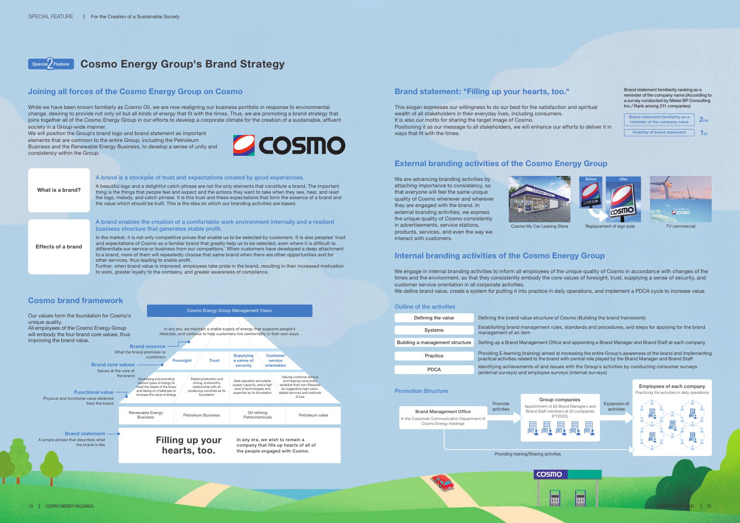# Cosmo Energy Group's Brand Strategy

Special 2 Feature

## Joining all forces of the Cosmo Energy Group on Cosmo

While we have been known familiarly as Cosmo Oil, we are now realigning our business portfolio in response to environmental change, desiring to provide not only oil but all kinds of energy that fit with the times. Thus, we are promoting a brand strategy that joins together all of the Cosmo Energy Group in our efforts to develop a corporate climate for the creation of a sustainable, affluent society in a Group-wide manner.

We will position the Group's brand logo and brand statement as important elements that are common to the entire Group, including the Petroleum Business and the Renewable Energy Business, to develop a sense of unity and consistency within the Group.

**What is a brand?**

A brand is a stockpile of trust and expectations created by good experiences.

A beautiful logo and a delightful catch-phrase are not the only elements that constitute a brand. The important thing is the things that people feel and expect and the actions they want to take when they see, hear, and read the logo, melody, and catch-phrase. It is this trust and these expectations that form the essence of a brand and the value which should be built. This is the idea on which our branding activities are based.

**Effects of a brand**

A brand enables the creation of a comfortable work environment internally and a resilient business structure that generates stable profit.

In the market, it is not only competitive prices that enable us to be selected by customers. It is also peoples' trust and expectations of Cosmo as a familiar brand that greatly help us to be selected, even where it is difficult to differentiate our service or business from our competitors.' When customers have developed a deep attachment to a brand, more of them will repeatedly choose that same brand when there are other opportunities and for other services, thus leading to stable profit.

Further, when brand value is improved, employees take pride in the brand, resulting in their increased motivation to work, greater loyalty to the company, and greater awareness of compliance.

## Cosmo brand framework

Our values form the foundation for Cosmo's unique quality.

All employees of the Cosmo Energy Group will embody the four brand core values, thus improving the brand value.

Cosmo Energy Group Management Vision

In any era, we maintain a stable supply of energy that supports people's lifestyles, and continue to help customers live comfortably in their own ways.

**Brand essence** — What the brand promises to customers

**Brand core values** — Values at the core of the brand

| Foresight | Trust | Supplying a sense of security | Customer service orientation |
|---|---|---|---|
| Developing and providing various types of energy to meet the needs of the times and taking on challenges to increase the value of energy | Stable production and strong, trustworthy relationship with oil producing countries as its foundation | Safe operation and stable supply capacity, and a high level of technologies and expertise as its foundation | Valuing customer service and helping consumers establish their own lifestyles by suggesting high value-added services and methods of use |

**Functional value** — Physical and functional value obtained from the brand

| Renewable Energy Business | Petroleum Business | Oil refining Petrochemicals | Petroleum sales |
|---|---|---|---|

**Brand statement** — A simple phrase that describes what the brand is like

**Filling up your hearts, too.**

In any era, we wish to remain a company that fills up hearts of all of the people engaged with Cosmo.

## Brand statement: "Filling up your hearts, too."

This slogan expresses our willingness to do our best for the satisfaction and spiritual wealth of all stakeholders in their everyday lives, including consumers.

It is also our motto for sharing the target image of Cosmo.

Positioning it as our message to all stakeholders, we will enhance our efforts to deliver it in ways that fit with the times.

Brand statement familiarity ranking as a reminder of the company name (According to a survey conducted by Nikkei BP Consulting Inc./ Rank among 211 companies)

| | |
|---|---|
| Brand statement familiarity as a reminder of the company name | 2nd |
| Visibility of brand statement | 1st |

## External branding activities of the Cosmo Energy Group

We are advancing branding activities by attaching importance to consistency, so that everyone will feel the same unique quality of Cosmo whenever and wherever they are engaged with the brand. In external branding activities, we express the unique quality of Cosmo consistently in advertisements, service stations, products, services, and even the way we interact with customers.

Cosmo My Car Leasing Store

Replacement of sign pole (Before / After)

TV commercial

## Internal branding activities of the Cosmo Energy Group

We engage in internal branding activities to inform all employees of the unique quality of Cosmo in accordance with changes of the times and the environment, so that they consistently embody the core values of foresight, trust, supplying a sense of security, and customer service orientation in all corporate activities.

We define brand value, create a system for putting it into practice in daily operations, and implement a PDCA cycle to increase value.

### Outline of the activities

| | |
|---|---|
| Defining the value | Defining the brand value structure of Cosmo (Building the brand framework) |
| Systems | Establishing brand management rules, standards and procedures, and steps for applying for the brand management of an item |
| Building a management structure | Setting up a Brand Management Office and appointing a Brand Manager and Brand Staff at each company |
| Practice | Providing E-learning (training) aimed at increasing the entire Group's awareness of the brand and implementing practical activities related to the brand with central role played by the Brand Manager and Brand Staff |
| PDCA | Identifying achievements of and issues with the Group's activities by conducting consumer surveys (external surveys) and employee surveys (internal surveys) |

### Promotion Structure

Brand Management Office — In the Corporate Communication Department of Cosmo Energy Holdings

Promote activities →

Group companies — Appointment of 83 Brand Managers and Brand Staff members at 20 companies (FY2020)

Expansion of activities →

Employees of each company — Practicing the activities in daily operations

Providing training/Sharing activities